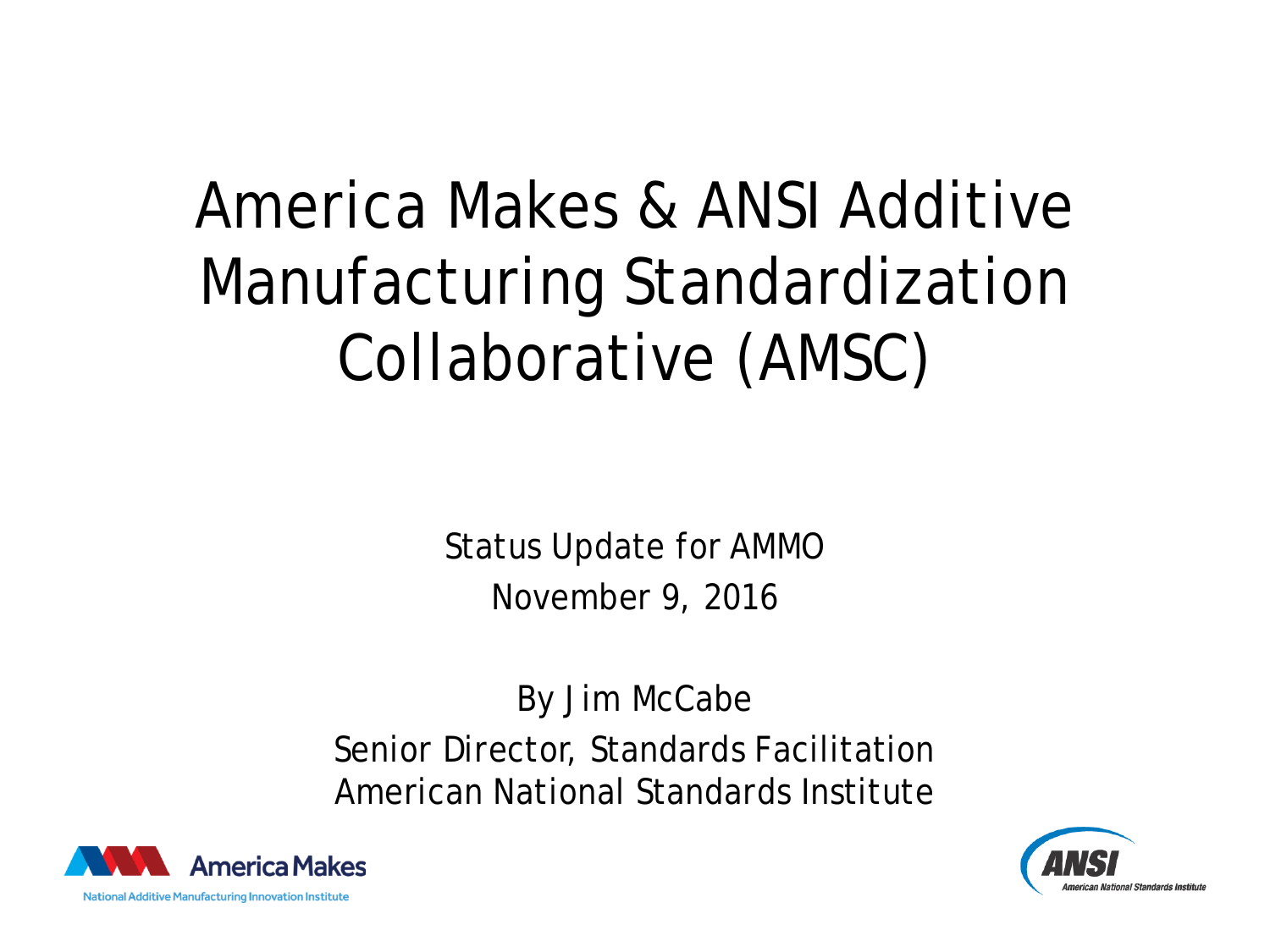# America Makes & ANSI Additive Manufacturing Standardization Collaborative (AMSC)

Status Update for AMMO

November 9, 2016

By Jim McCabe

Senior Director, Standards Facilitation

American National Standards Institute

America Makes

National Additive Manufacturing Innovation Institute

ANSI

American National Standards Institute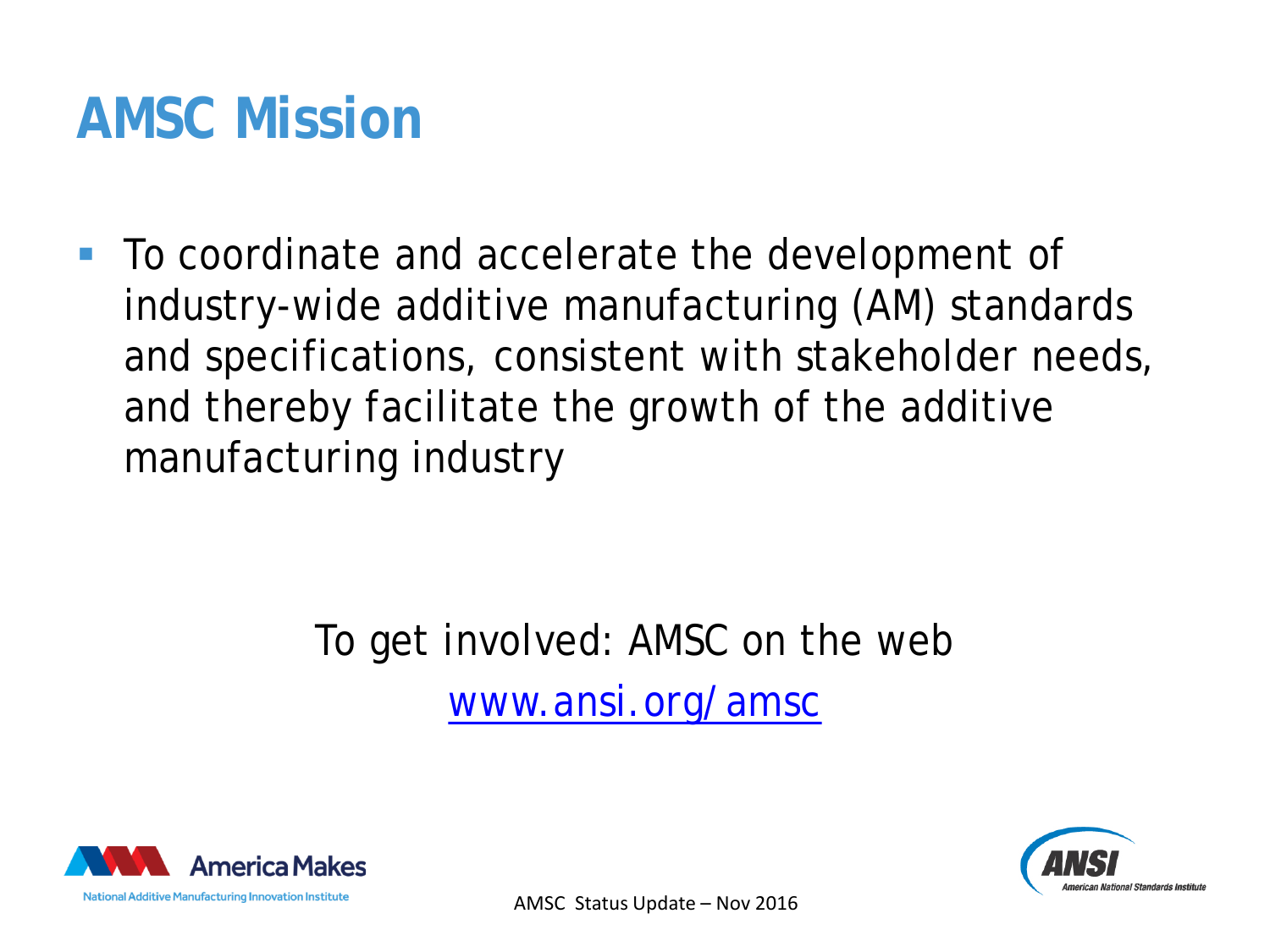# AMSC Mission

- To coordinate and accelerate the development of industry-wide additive manufacturing (AM) standards and specifications, consistent with stakeholder needs, and thereby facilitate the growth of the additive manufacturing industry

To get involved: AMSC on the web

www.ansi.org/amsc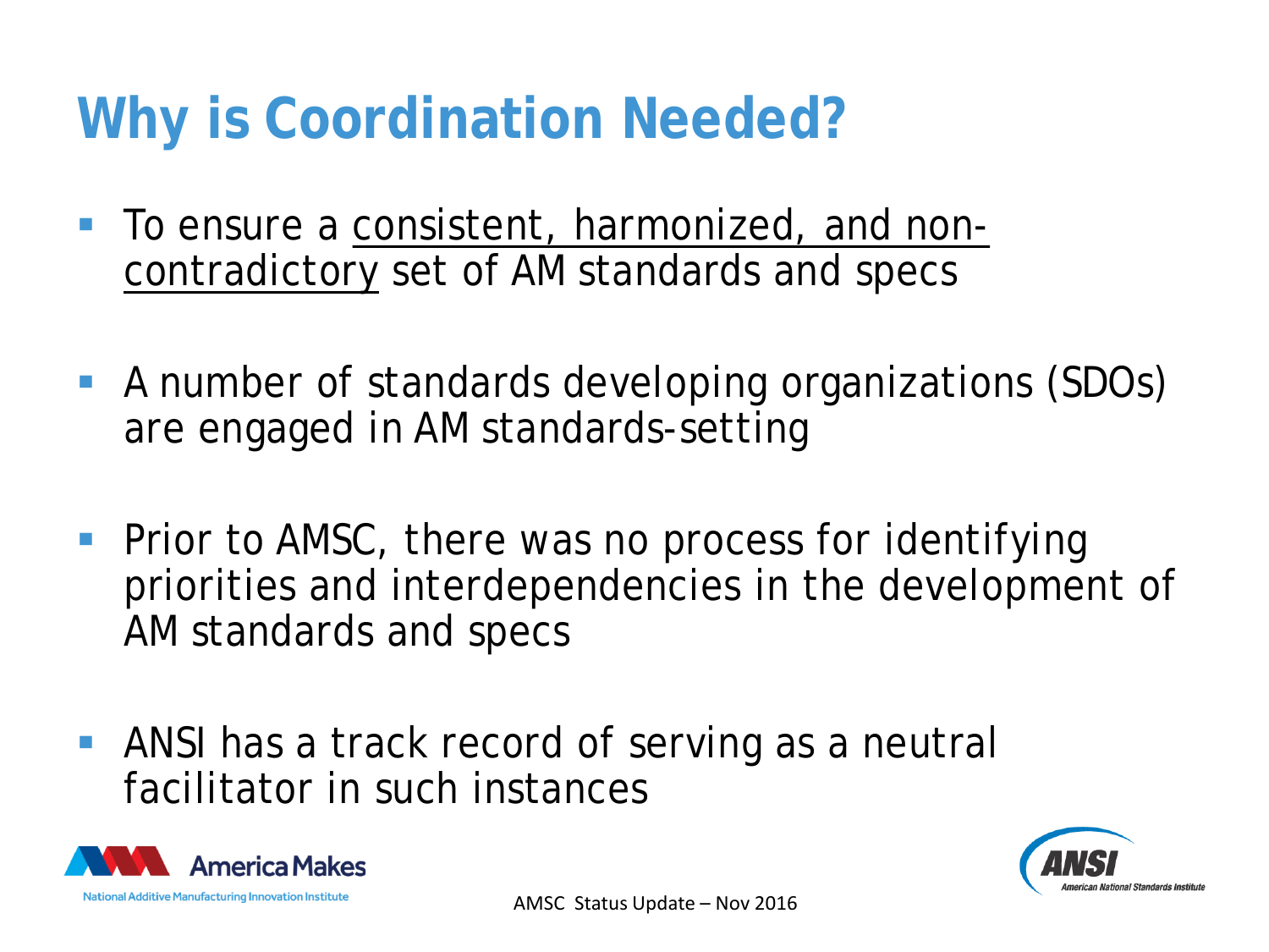# Why is Coordination Needed?

- To ensure a <u>consistent, harmonized, and non-contradictory</u> set of AM standards and specs
- A number of standards developing organizations (SDOs) are engaged in AM standards-setting
- Prior to AMSC, there was no process for identifying priorities and interdependencies in the development of AM standards and specs
- ANSI has a track record of serving as a neutral facilitator in such instances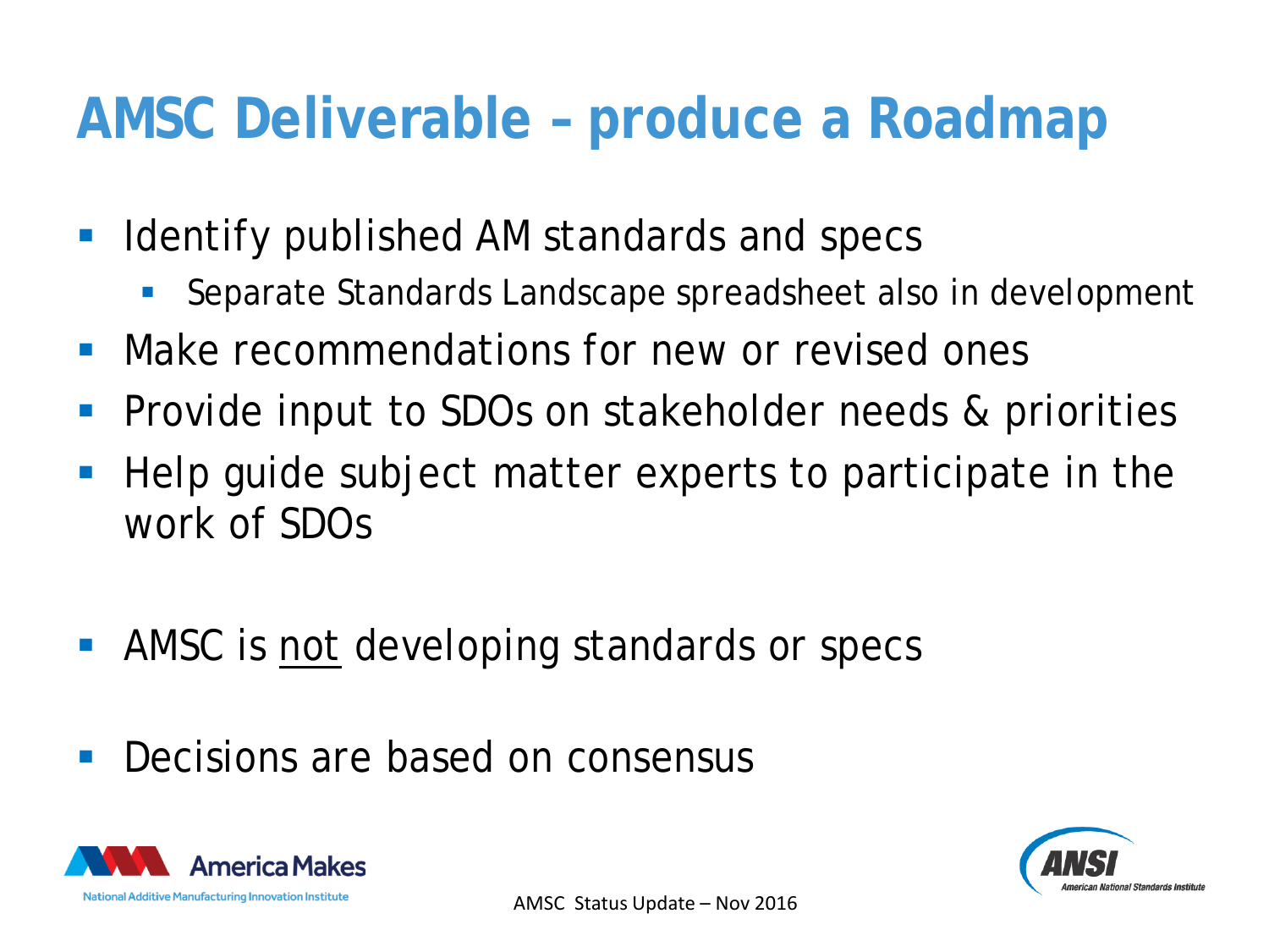# AMSC Deliverable – produce a Roadmap

- Identify published AM standards and specs
  - Separate Standards Landscape spreadsheet also in development
- Make recommendations for new or revised ones
- Provide input to SDOs on stakeholder needs & priorities
- Help guide subject matter experts to participate in the work of SDOs

- AMSC is <u>not</u> developing standards or specs

- Decisions are based on consensus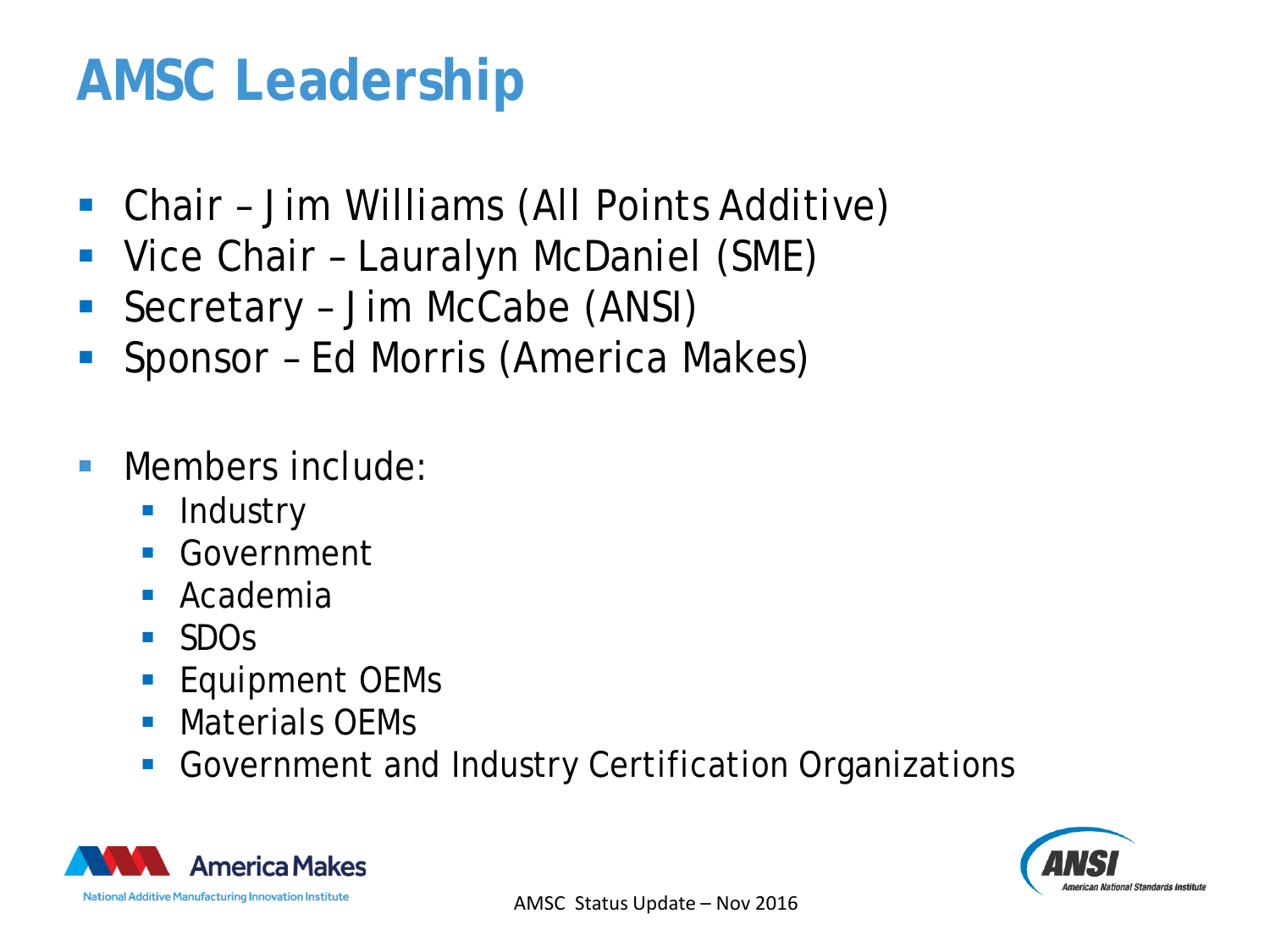# AMSC Leadership

- Chair – Jim Williams (All Points Additive)
- Vice Chair – Lauralyn McDaniel (SME)
- Secretary – Jim McCabe (ANSI)
- Sponsor – Ed Morris (America Makes)

- Members include:
  - Industry
  - Government
  - Academia
  - SDOs
  - Equipment OEMs
  - Materials OEMs
  - Government and Industry Certification Organizations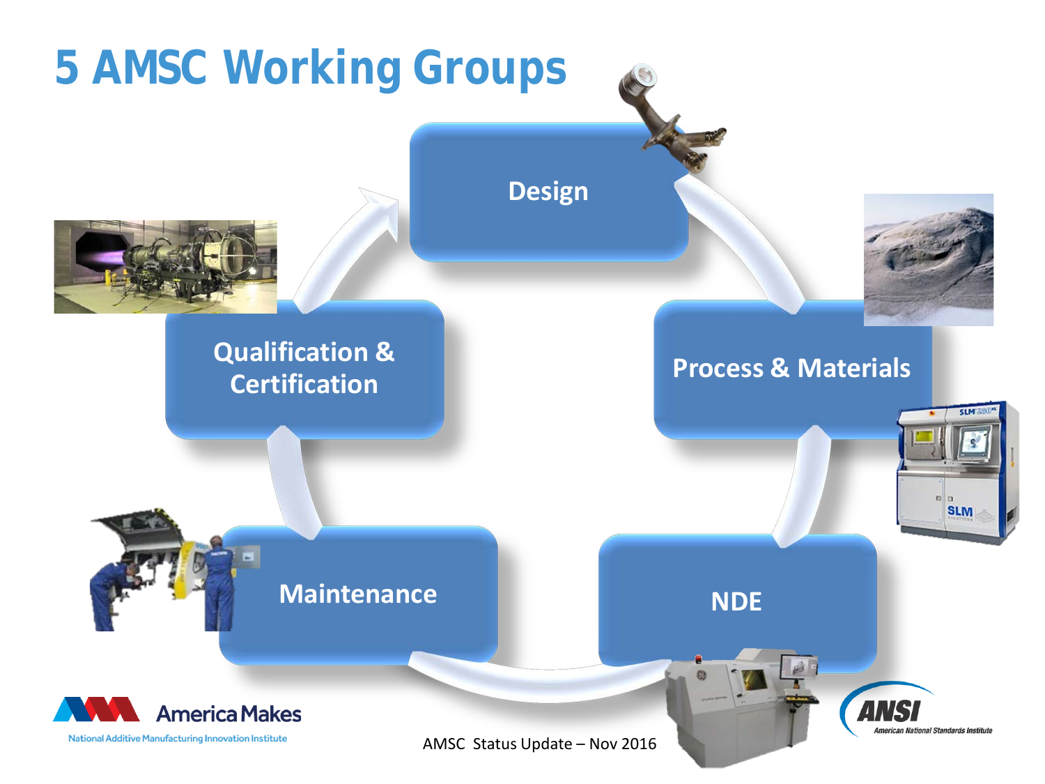# 5 AMSC Working Groups

- Design
- Process & Materials
- NDE
- Maintenance
- Qualification & Certification

America Makes

National Additive Manufacturing Innovation Institute

ANSI

American National Standards Institute

AMSC Status Update – Nov 2016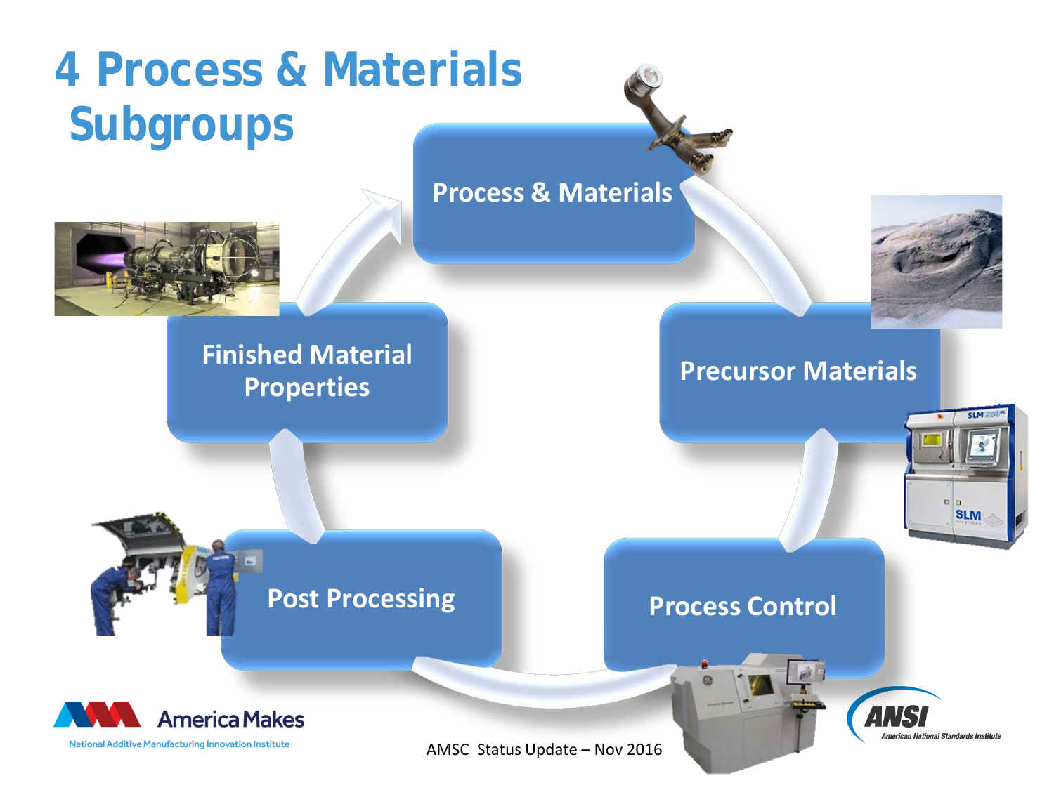# 4 Process & Materials Subgroups

- Process & Materials
- Precursor Materials
- Process Control
- Post Processing
- Finished Material Properties

America Makes
National Additive Manufacturing Innovation Institute

AMSC Status Update – Nov 2016

ANSI
American National Standards Institute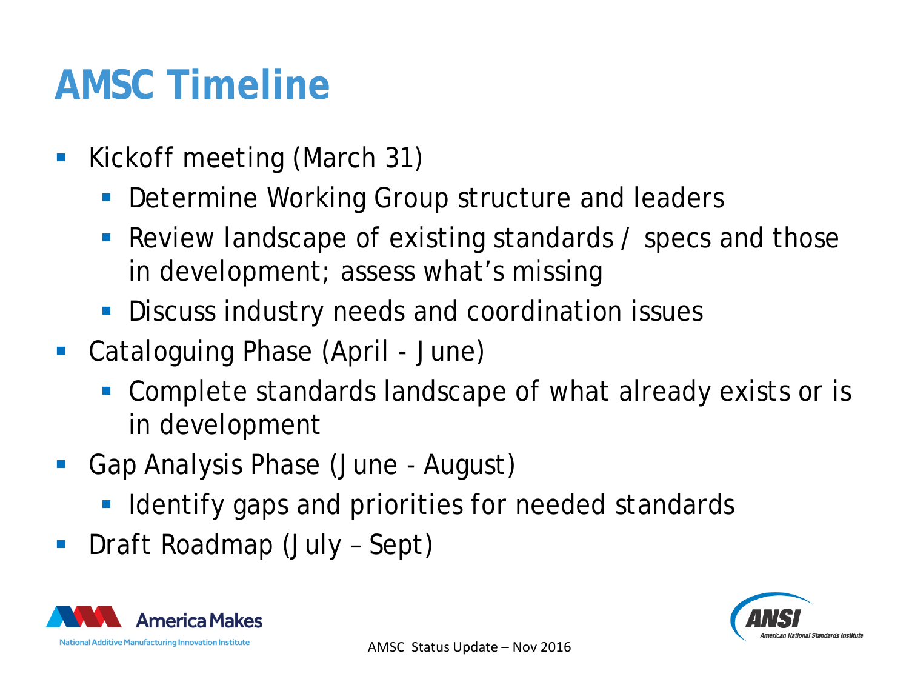# AMSC Timeline

- Kickoff meeting (March 31)
  - Determine Working Group structure and leaders
  - Review landscape of existing standards / specs and those in development; assess what's missing
  - Discuss industry needs and coordination issues
- Cataloguing Phase (April - June)
  - Complete standards landscape of what already exists or is in development
- Gap Analysis Phase (June - August)
  - Identify gaps and priorities for needed standards
- Draft Roadmap (July – Sept)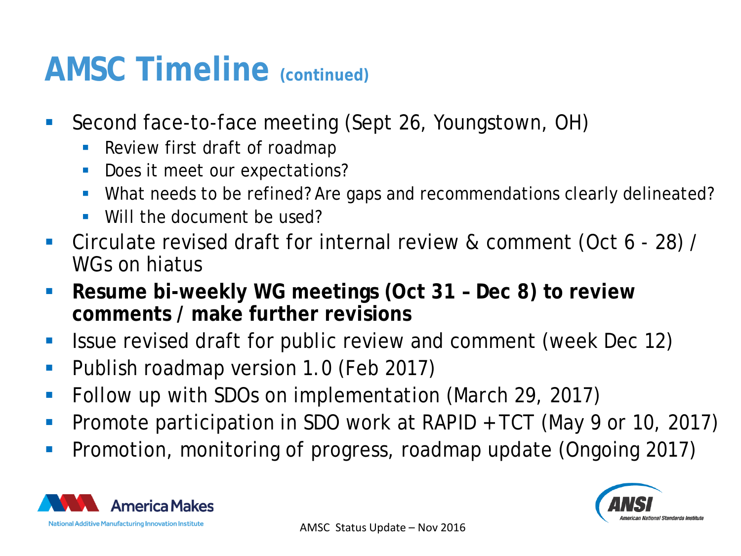# AMSC Timeline (continued)

- Second face-to-face meeting (Sept 26, Youngstown, OH)
  - Review first draft of roadmap
  - Does it meet our expectations?
  - What needs to be refined? Are gaps and recommendations clearly delineated?
  - Will the document be used?
- Circulate revised draft for internal review & comment (Oct 6 - 28) / WGs on hiatus
- **Resume bi-weekly WG meetings (Oct 31 – Dec 8) to review comments / make further revisions**
- Issue revised draft for public review and comment (week Dec 12)
- Publish roadmap version 1.0 (Feb 2017)
- Follow up with SDOs on implementation (March 29, 2017)
- Promote participation in SDO work at RAPID + TCT (May 9 or 10, 2017)
- Promotion, monitoring of progress, roadmap update (Ongoing 2017)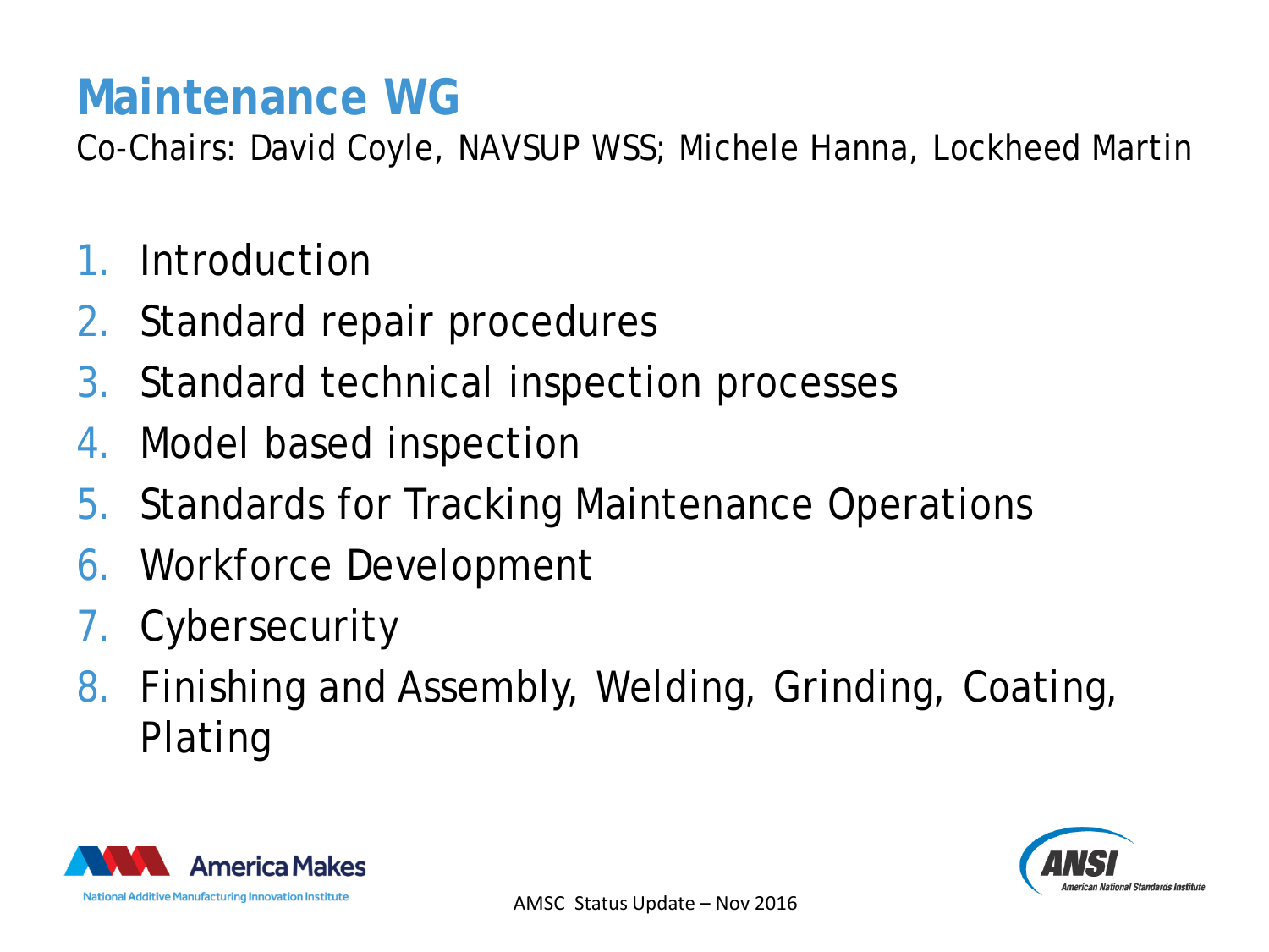# Maintenance WG

Co-Chairs: David Coyle, NAVSUP WSS; Michele Hanna, Lockheed Martin

1. Introduction
2. Standard repair procedures
3. Standard technical inspection processes
4. Model based inspection
5. Standards for Tracking Maintenance Operations
6. Workforce Development
7. Cybersecurity
8. Finishing and Assembly, Welding, Grinding, Coating, Plating

AMSC Status Update – Nov 2016